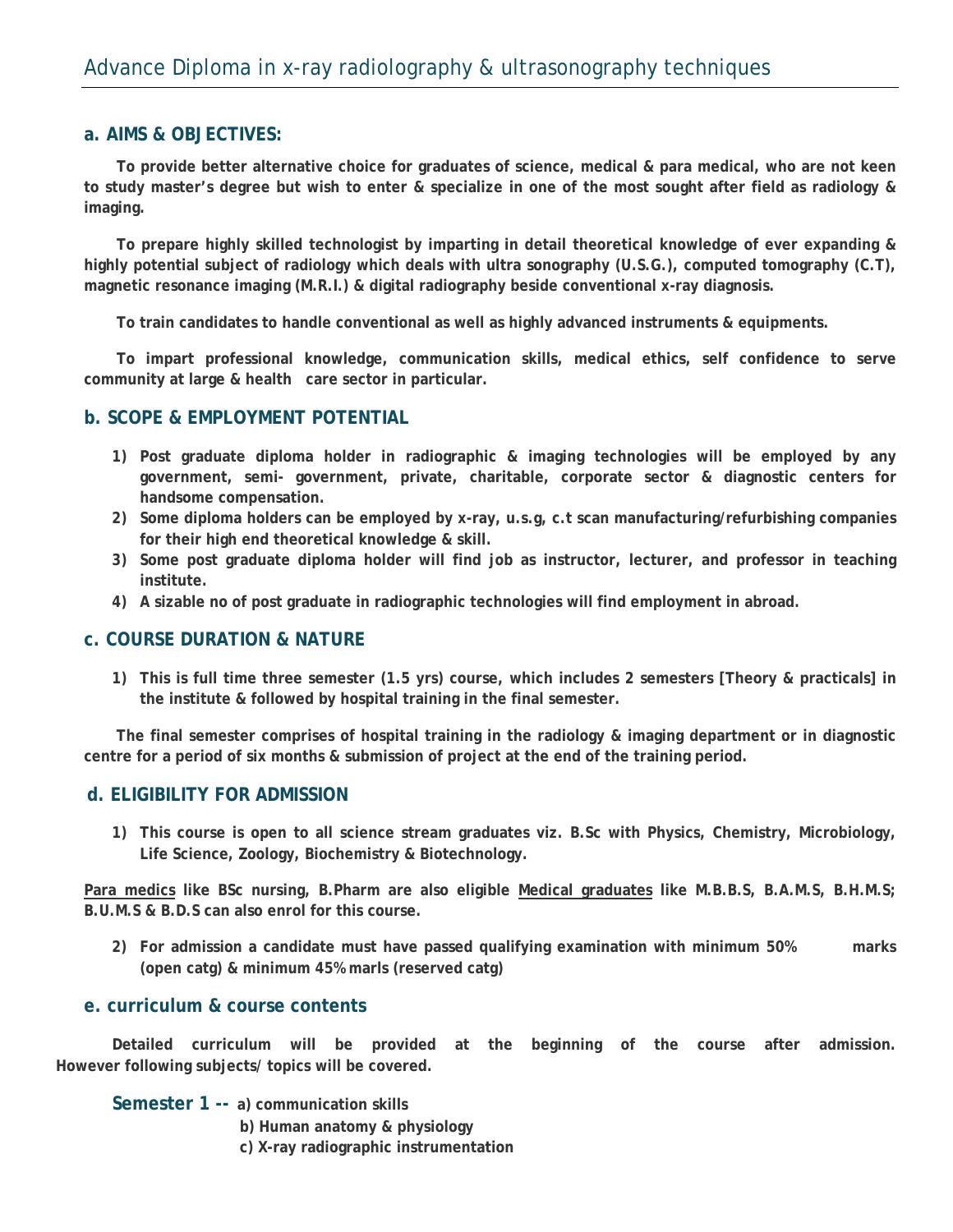# Advance Diploma in x-ray radiolography & ultrasonography techniques

## a. AIMS & OBJECTIVES:

**To provide better alternative choice for graduates of science, medical & para medical, who are not keen to study master's degree but wish to enter & specialize in one of the most sought after field as radiology & imaging.**

**To prepare highly skilled technologist by imparting in detail theoretical knowledge of ever expanding & highly potential subject of radiology which deals with ultra sonography (U.S.G.), computed tomography (C.T), magnetic resonance imaging (M.R.I.) & digital radiography beside conventional x-ray diagnosis.**

**To train candidates to handle conventional as well as highly advanced instruments & equipments.**

**To impart professional knowledge, communication skills, medical ethics, self confidence to serve community at large & health care sector in particular.**

## b. SCOPE & EMPLOYMENT POTENTIAL

1) **Post graduate diploma holder in radiographic & imaging technologies will be employed by any government, semi- government, private, charitable, corporate sector & diagnostic centers for handsome compensation.**
2) **Some diploma holders can be employed by x-ray, u.s.g, c.t scan manufacturing/refurbishing companies for their high end theoretical knowledge & skill.**
3) **Some post graduate diploma holder will find job as instructor, lecturer, and professor in teaching institute.**
4) **A sizable no of post graduate in radiographic technologies will find employment in abroad.**

## c. COURSE DURATION & NATURE

1) **This is full time three semester (1.5 yrs) course, which includes 2 semesters [Theory & practicals] in the institute & followed by hospital training in the final semester.**

**The final semester comprises of hospital training in the radiology & imaging department or in diagnostic centre for a period of six months & submission of project at the end of the training period.**

## d. ELIGIBILITY FOR ADMISSION

1) **This course is open to all science stream graduates viz. B.Sc with Physics, Chemistry, Microbiology, Life Science, Zoology, Biochemistry & Biotechnology.**

**<u>Para medics</u> like BSc nursing, B.Pharm are also eligible <u>Medical graduates</u> like M.B.B.S, B.A.M.S, B.H.M.S; B.U.M.S & B.D.S can also enrol for this course.**

2) **For admission a candidate must have passed qualifying examination with minimum 50% marks (open catg) & minimum 45% marls (reserved catg)**

## e. curriculum & course contents

**Detailed curriculum will be provided at the beginning of the course after admission. However following subjects/ topics will be covered.**

**Semester 1 --**
- **a) communication skills**
- **b) Human anatomy & physiology**
- **c) X-ray radiographic instrumentation**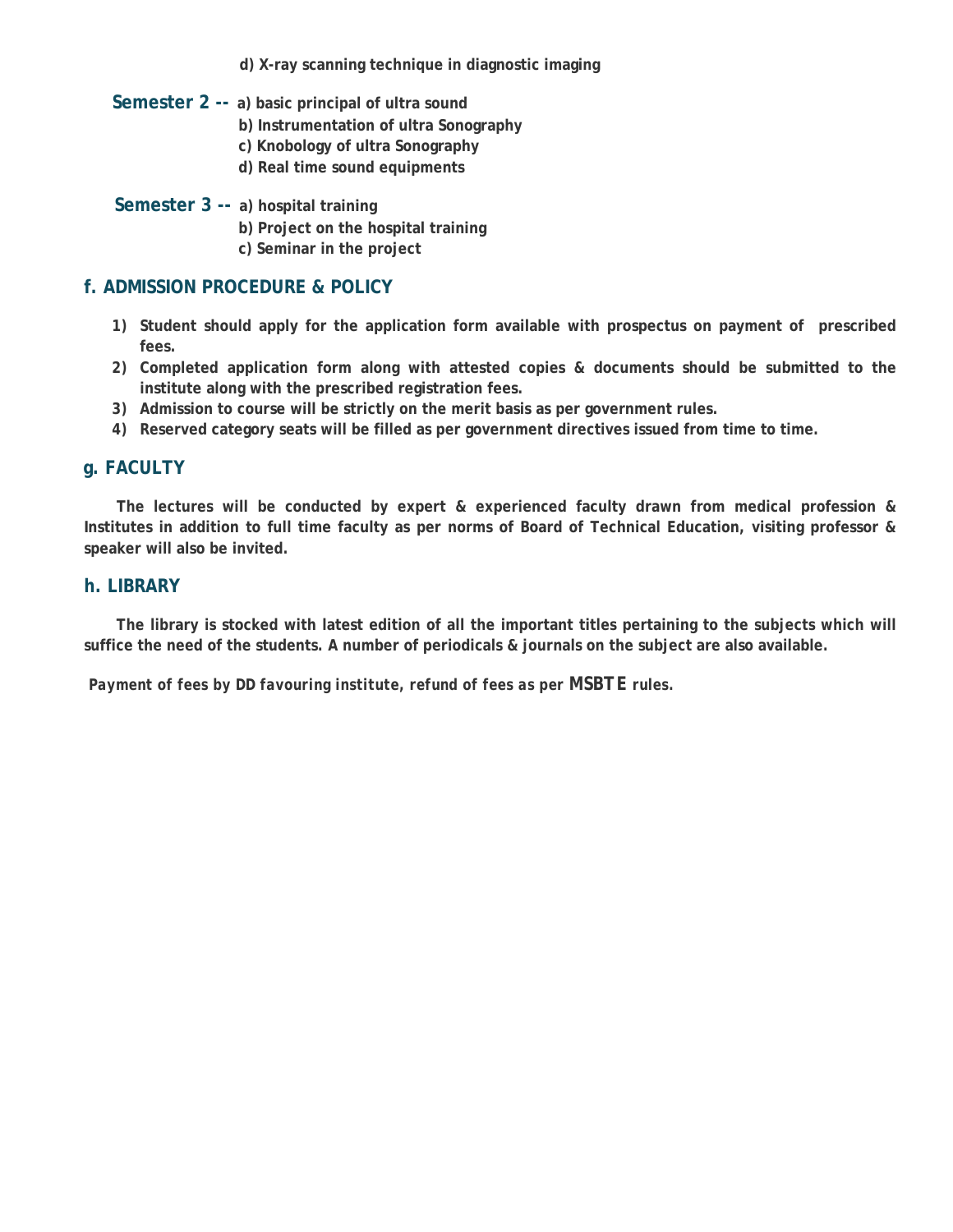d) X-ray scanning technique in diagnostic imaging

**Semester 2 --** a) basic principal of ultra sound
b) Instrumentation of ultra Sonography
c) Knobology of ultra Sonography
d) Real time sound equipments

**Semester 3 --** a) hospital training
b) Project on the hospital training
c) Seminar in the project

## f. ADMISSION PROCEDURE & POLICY

1) Student should apply for the application form available with prospectus on payment of prescribed fees.
2) Completed application form along with attested copies & documents should be submitted to the institute along with the prescribed registration fees.
3) Admission to course will be strictly on the merit basis as per government rules.
4) Reserved category seats will be filled as per government directives issued from time to time.

## g. FACULTY

The lectures will be conducted by expert & experienced faculty drawn from medical profession & Institutes in addition to full time faculty as per norms of Board of Technical Education, visiting professor & speaker will also be invited.

## h. LIBRARY

The library is stocked with latest edition of all the important titles pertaining to the subjects which will suffice the need of the students. A number of periodicals & journals on the subject are also available.

*Payment of fees by DD favouring institute, refund of fees as per* **MSBTE** *rules.*